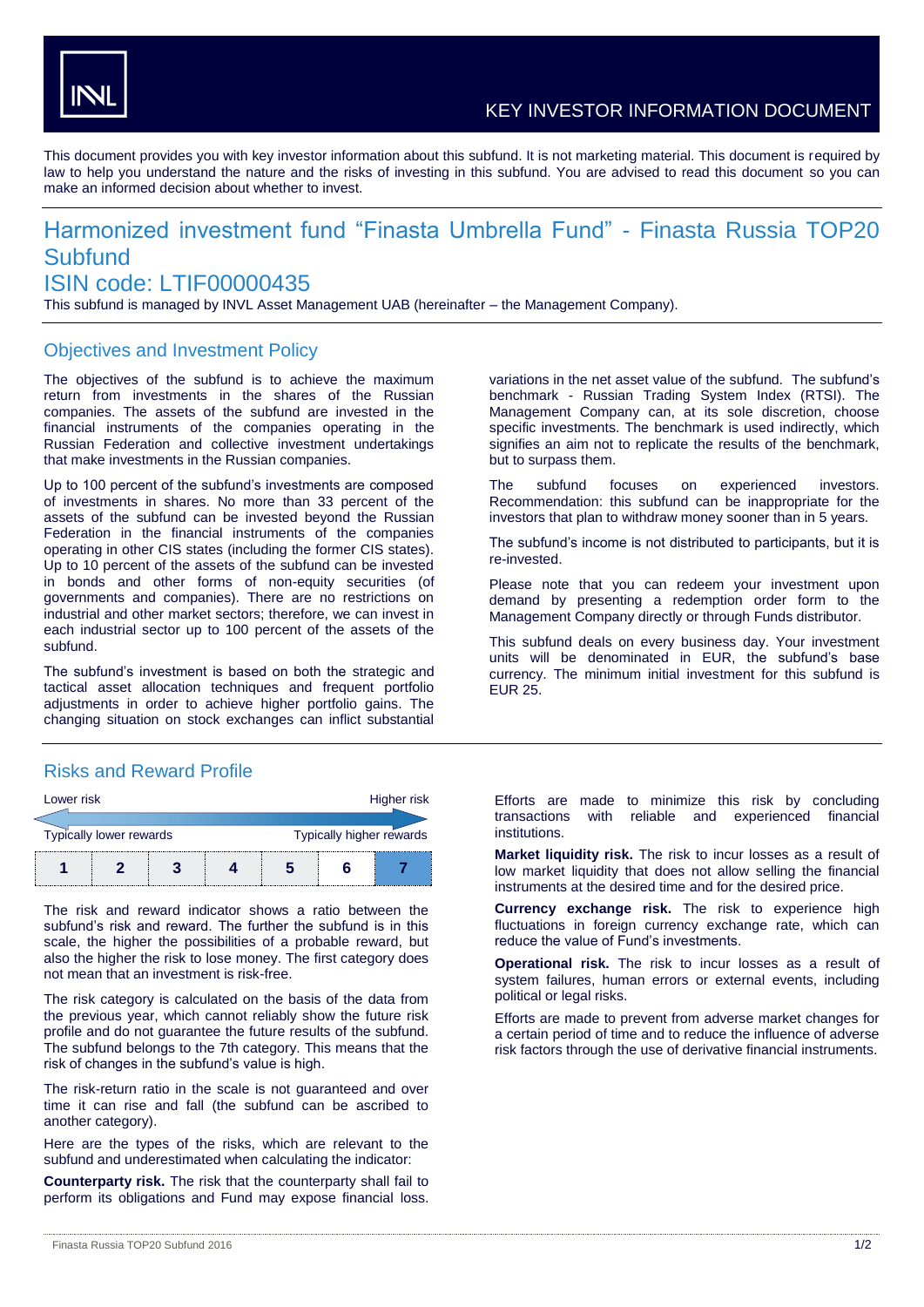INVL

KEY INVESTOR INFORMATION DOCUMENT

This document provides you with key investor information about this subfund. It is not marketing material. This document is required by law to help you understand the nature and the risks of investing in this subfund. You are advised to read this document so you can make an informed decision about whether to invest.

# Harmonized investment fund "Finasta Umbrella Fund" - Finasta Russia TOP20 Subfund

# ISIN code: LTIF00000435

This subfund is managed by INVL Asset Management UAB (hereinafter – the Management Company).

## Objectives and Investment Policy

The objectives of the subfund is to achieve the maximum return from investments in the shares of the Russian companies. The assets of the subfund are invested in the financial instruments of the companies operating in the Russian Federation and collective investment undertakings that make investments in the Russian companies.

Up to 100 percent of the subfund's investments are composed of investments in shares. No more than 33 percent of the assets of the subfund can be invested beyond the Russian Federation in the financial instruments of the companies operating in other CIS states (including the former CIS states). Up to 10 percent of the assets of the subfund can be invested in bonds and other forms of non-equity securities (of governments and companies). There are no restrictions on industrial and other market sectors; therefore, we can invest in each industrial sector up to 100 percent of the assets of the subfund.

The subfund's investment is based on both the strategic and tactical asset allocation techniques and frequent portfolio adjustments in order to achieve higher portfolio gains. The changing situation on stock exchanges can inflict substantial variations in the net asset value of the subfund. The subfund's benchmark - Russian Trading System Index (RTSI). The Management Company can, at its sole discretion, choose specific investments. The benchmark is used indirectly, which signifies an aim not to replicate the results of the benchmark, but to surpass them.

The subfund focuses on experienced investors. Recommendation: this subfund can be inappropriate for the investors that plan to withdraw money sooner than in 5 years.

The subfund's income is not distributed to participants, but it is re-invested.

Please note that you can redeem your investment upon demand by presenting a redemption order form to the Management Company directly or through Funds distributor.

This subfund deals on every business day. Your investment units will be denominated in EUR, the subfund's base currency. The minimum initial investment for this subfund is EUR 25.

## Risks and Reward Profile

| Lower risk | | | | | | Higher risk |
|---|---|---|---|---|---|---|
| Typically lower rewards | | | | | | Typically higher rewards |
| 1 | 2 | 3 | 4 | 5 | 6 | **7** |

The risk and reward indicator shows a ratio between the subfund's risk and reward. The further the subfund is in this scale, the higher the possibilities of a probable reward, but also the higher the risk to lose money. The first category does not mean that an investment is risk-free.

The risk category is calculated on the basis of the data from the previous year, which cannot reliably show the future risk profile and do not guarantee the future results of the subfund. The subfund belongs to the 7th category. This means that the risk of changes in the subfund's value is high.

The risk-return ratio in the scale is not guaranteed and over time it can rise and fall (the subfund can be ascribed to another category).

Here are the types of the risks, which are relevant to the subfund and underestimated when calculating the indicator:

**Counterparty risk.** The risk that the counterparty shall fail to perform its obligations and Fund may expose financial loss. Efforts are made to minimize this risk by concluding transactions with reliable and experienced financial institutions.

**Market liquidity risk.** The risk to incur losses as a result of low market liquidity that does not allow selling the financial instruments at the desired time and for the desired price.

**Currency exchange risk.** The risk to experience high fluctuations in foreign currency exchange rate, which can reduce the value of Fund's investments.

**Operational risk.** The risk to incur losses as a result of system failures, human errors or external events, including political or legal risks.

Efforts are made to prevent from adverse market changes for a certain period of time and to reduce the influence of adverse risk factors through the use of derivative financial instruments.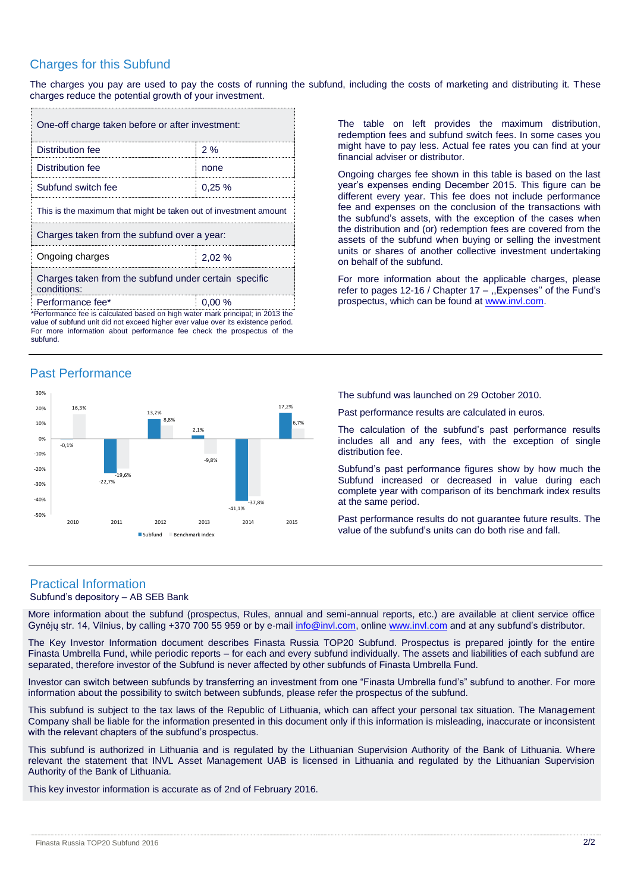## Charges for this Subfund

The charges you pay are used to pay the costs of running the subfund, including the costs of marketing and distributing it. These charges reduce the potential growth of your investment.

| One-off charge taken before or after investment: | |
|---|---|
| Distribution fee | 2 % |
| Distribution fee | none |
| Subfund switch fee | 0,25 % |
| This is the maximum that might be taken out of investment amount | |
| Charges taken from the subfund over a year: | |
| Ongoing charges | 2,02 % |
| Charges taken from the subfund under certain specific conditions: | |
| Performance fee* | 0,00 % |

*Performance fee is calculated based on high water mark principal; in 2013 the value of subfund unit did not exceed higher ever value over its existence period. For more information about performance fee check the prospectus of the subfund.

The table on left provides the maximum distribution, redemption fees and subfund switch fees. In some cases you might have to pay less. Actual fee rates you can find at your financial adviser or distributor.

Ongoing charges fee shown in this table is based on the last year's expenses ending December 2015. This figure can be different every year. This fee does not include performance fee and expenses on the conclusion of the transactions with the subfund's assets, with the exception of the cases when the distribution and (or) redemption fees are covered from the assets of the subfund when buying or selling the investment units or shares of another collective investment undertaking on behalf of the subfund.

For more information about the applicable charges, please refer to pages 12-16 / Chapter 17 – ,,Expenses'' of the Fund's prospectus, which can be found at www.invl.com.

## Past Performance

30%
20%
10%
0%
-10%
-20%
-30%
-40%
-50%

2010: -0,1% / 16,3%
2011: -22,7% / -19,6%
2012: 13,2% / 8,8%
2013: 2,1% / -9,8%
2014: -41,1% / -37,8%
2015: 17,2% / 6,7%

Subfund   Benchmark index

The subfund was launched on 29 October 2010.

Past performance results are calculated in euros.

The calculation of the subfund's past performance results includes all and any fees, with the exception of single distribution fee.

Subfund's past performance figures show by how much the Subfund increased or decreased in value during each complete year with comparison of its benchmark index results at the same period.

Past performance results do not guarantee future results. The value of the subfund's units can do both rise and fall.

## Practical Information

Subfund's depository – AB SEB Bank

More information about the subfund (prospectus, Rules, annual and semi-annual reports, etc.) are available at client service office Gynėjų str. 14, Vilnius, by calling +370 700 55 959 or by e-mail info@invl.com, online www.invl.com and at any subfund's distributor.

The Key Investor Information document describes Finasta Russia TOP20 Subfund. Prospectus is prepared jointly for the entire Finasta Umbrella Fund, while periodic reports – for each and every subfund individually. The assets and liabilities of each subfund are separated, therefore investor of the Subfund is never affected by other subfunds of Finasta Umbrella Fund.

Investor can switch between subfunds by transferring an investment from one "Finasta Umbrella fund's" subfund to another. For more information about the possibility to switch between subfunds, please refer the prospectus of the subfund.

This subfund is subject to the tax laws of the Republic of Lithuania, which can affect your personal tax situation. The Management Company shall be liable for the information presented in this document only if this information is misleading, inaccurate or inconsistent with the relevant chapters of the subfund's prospectus.

This subfund is authorized in Lithuania and is regulated by the Lithuanian Supervision Authority of the Bank of Lithuania. Where relevant the statement that INVL Asset Management UAB is licensed in Lithuania and regulated by the Lithuanian Supervision Authority of the Bank of Lithuania.

This key investor information is accurate as of 2nd of February 2016.